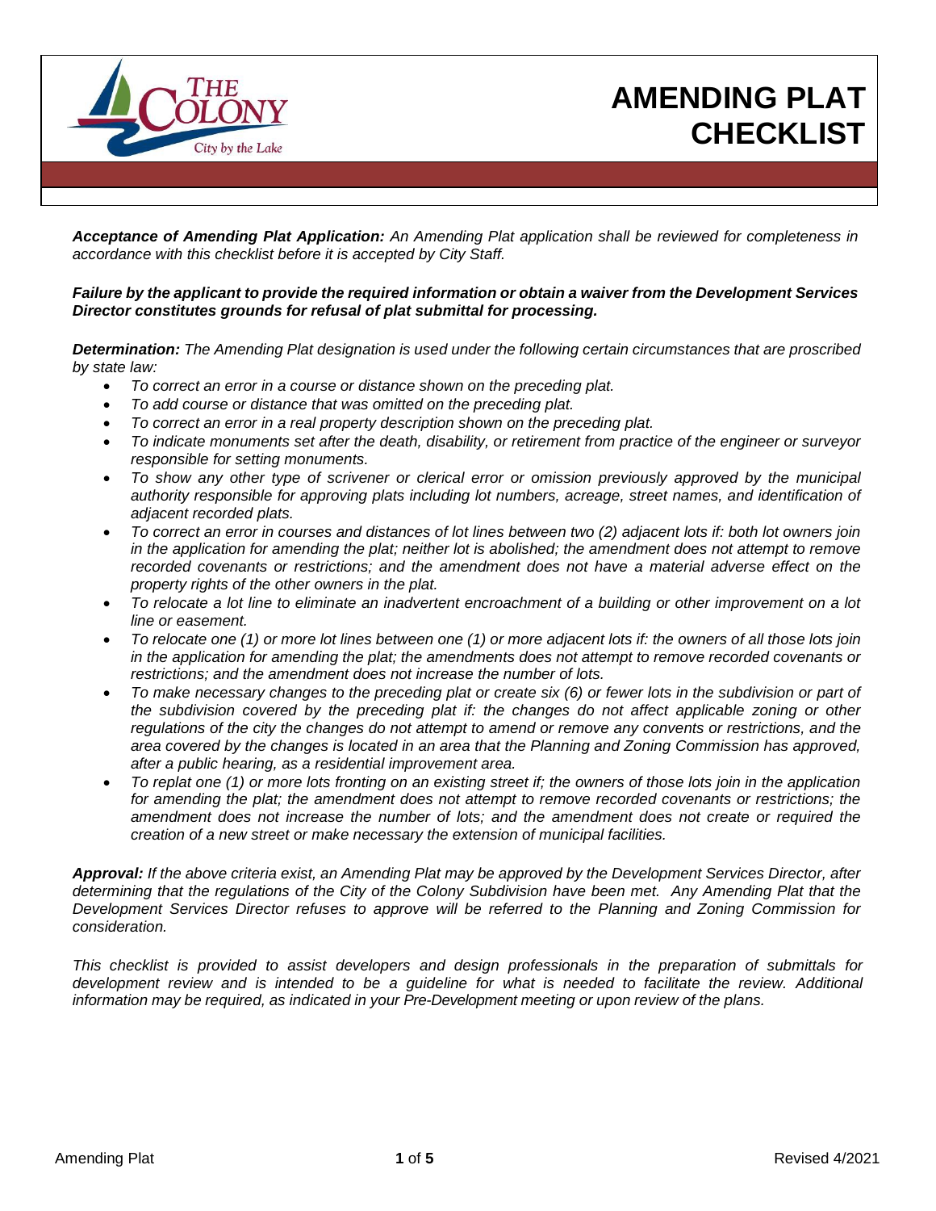# AMENDING PLAT CHECKLIST

***Acceptance of Amending Plat Application:*** *An Amending Plat application shall be reviewed for completeness in accordance with this checklist before it is accepted by City Staff.*

***Failure by the applicant to provide the required information or obtain a waiver from the Development Services Director constitutes grounds for refusal of plat submittal for processing.***

***Determination:*** *The Amending Plat designation is used under the following certain circumstances that are proscribed by state law:*

- *To correct an error in a course or distance shown on the preceding plat.*
- *To add course or distance that was omitted on the preceding plat.*
- *To correct an error in a real property description shown on the preceding plat.*
- *To indicate monuments set after the death, disability, or retirement from practice of the engineer or surveyor responsible for setting monuments.*
- *To show any other type of scrivener or clerical error or omission previously approved by the municipal authority responsible for approving plats including lot numbers, acreage, street names, and identification of adjacent recorded plats.*
- *To correct an error in courses and distances of lot lines between two (2) adjacent lots if: both lot owners join in the application for amending the plat; neither lot is abolished; the amendment does not attempt to remove recorded covenants or restrictions; and the amendment does not have a material adverse effect on the property rights of the other owners in the plat.*
- *To relocate a lot line to eliminate an inadvertent encroachment of a building or other improvement on a lot line or easement.*
- *To relocate one (1) or more lot lines between one (1) or more adjacent lots if: the owners of all those lots join in the application for amending the plat; the amendments does not attempt to remove recorded covenants or restrictions; and the amendment does not increase the number of lots.*
- *To make necessary changes to the preceding plat or create six (6) or fewer lots in the subdivision or part of the subdivision covered by the preceding plat if: the changes do not affect applicable zoning or other regulations of the city the changes do not attempt to amend or remove any convents or restrictions, and the area covered by the changes is located in an area that the Planning and Zoning Commission has approved, after a public hearing, as a residential improvement area.*
- *To replat one (1) or more lots fronting on an existing street if; the owners of those lots join in the application for amending the plat; the amendment does not attempt to remove recorded covenants or restrictions; the amendment does not increase the number of lots; and the amendment does not create or required the creation of a new street or make necessary the extension of municipal facilities.*

***Approval:*** *If the above criteria exist, an Amending Plat may be approved by the Development Services Director, after determining that the regulations of the City of the Colony Subdivision have been met. Any Amending Plat that the Development Services Director refuses to approve will be referred to the Planning and Zoning Commission for consideration.*

*This checklist is provided to assist developers and design professionals in the preparation of submittals for development review and is intended to be a guideline for what is needed to facilitate the review. Additional information may be required, as indicated in your Pre-Development meeting or upon review of the plans.*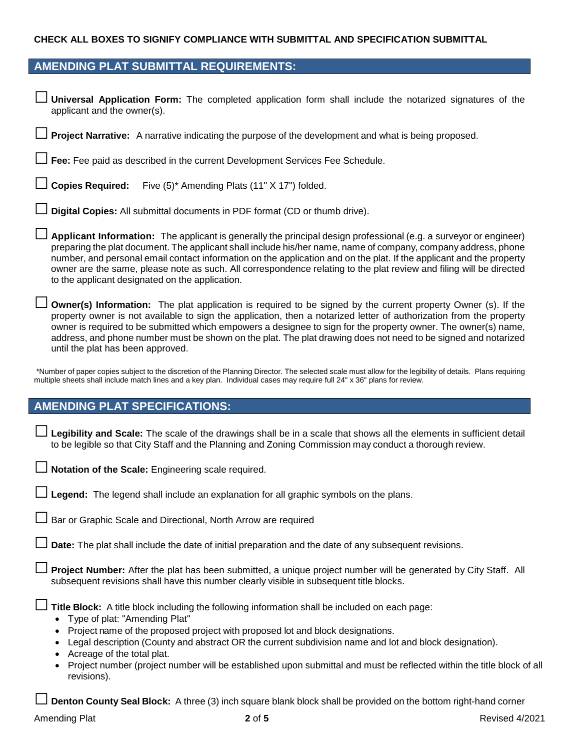**CHECK ALL BOXES TO SIGNIFY COMPLIANCE WITH SUBMITTAL AND SPECIFICATION SUBMITTAL**

## AMENDING PLAT SUBMITTAL REQUIREMENTS:

☐ **Universal Application Form:** The completed application form shall include the notarized signatures of the applicant and the owner(s).

☐ **Project Narrative:** A narrative indicating the purpose of the development and what is being proposed.

☐ **Fee:** Fee paid as described in the current Development Services Fee Schedule.

☐ **Copies Required:** Five (5)* Amending Plats (11" X 17") folded.

☐ **Digital Copies:** All submittal documents in PDF format (CD or thumb drive).

☐ **Applicant Information:** The applicant is generally the principal design professional (e.g. a surveyor or engineer) preparing the plat document. The applicant shall include his/her name, name of company, company address, phone number, and personal email contact information on the application and on the plat. If the applicant and the property owner are the same, please note as such. All correspondence relating to the plat review and filing will be directed to the applicant designated on the application.

☐ **Owner(s) Information:** The plat application is required to be signed by the current property Owner (s). If the property owner is not available to sign the application, then a notarized letter of authorization from the property owner is required to be submitted which empowers a designee to sign for the property owner. The owner(s) name, address, and phone number must be shown on the plat. The plat drawing does not need to be signed and notarized until the plat has been approved.

*Number of paper copies subject to the discretion of the Planning Director. The selected scale must allow for the legibility of details. Plans requiring multiple sheets shall include match lines and a key plan. Individual cases may require full 24" x 36" plans for review.

## AMENDING PLAT SPECIFICATIONS:

☐ **Legibility and Scale:** The scale of the drawings shall be in a scale that shows all the elements in sufficient detail to be legible so that City Staff and the Planning and Zoning Commission may conduct a thorough review.

☐ **Notation of the Scale:** Engineering scale required.

☐ **Legend:** The legend shall include an explanation for all graphic symbols on the plans.

☐ Bar or Graphic Scale and Directional, North Arrow are required

☐ **Date:** The plat shall include the date of initial preparation and the date of any subsequent revisions.

☐ **Project Number:** After the plat has been submitted, a unique project number will be generated by City Staff. All subsequent revisions shall have this number clearly visible in subsequent title blocks.

☐ **Title Block:** A title block including the following information shall be included on each page:

- Type of plat: "Amending Plat"
- Project name of the proposed project with proposed lot and block designations.
- Legal description (County and abstract OR the current subdivision name and lot and block designation).
- Acreage of the total plat.
- Project number (project number will be established upon submittal and must be reflected within the title block of all revisions).

☐ **Denton County Seal Block:** A three (3) inch square blank block shall be provided on the bottom right-hand corner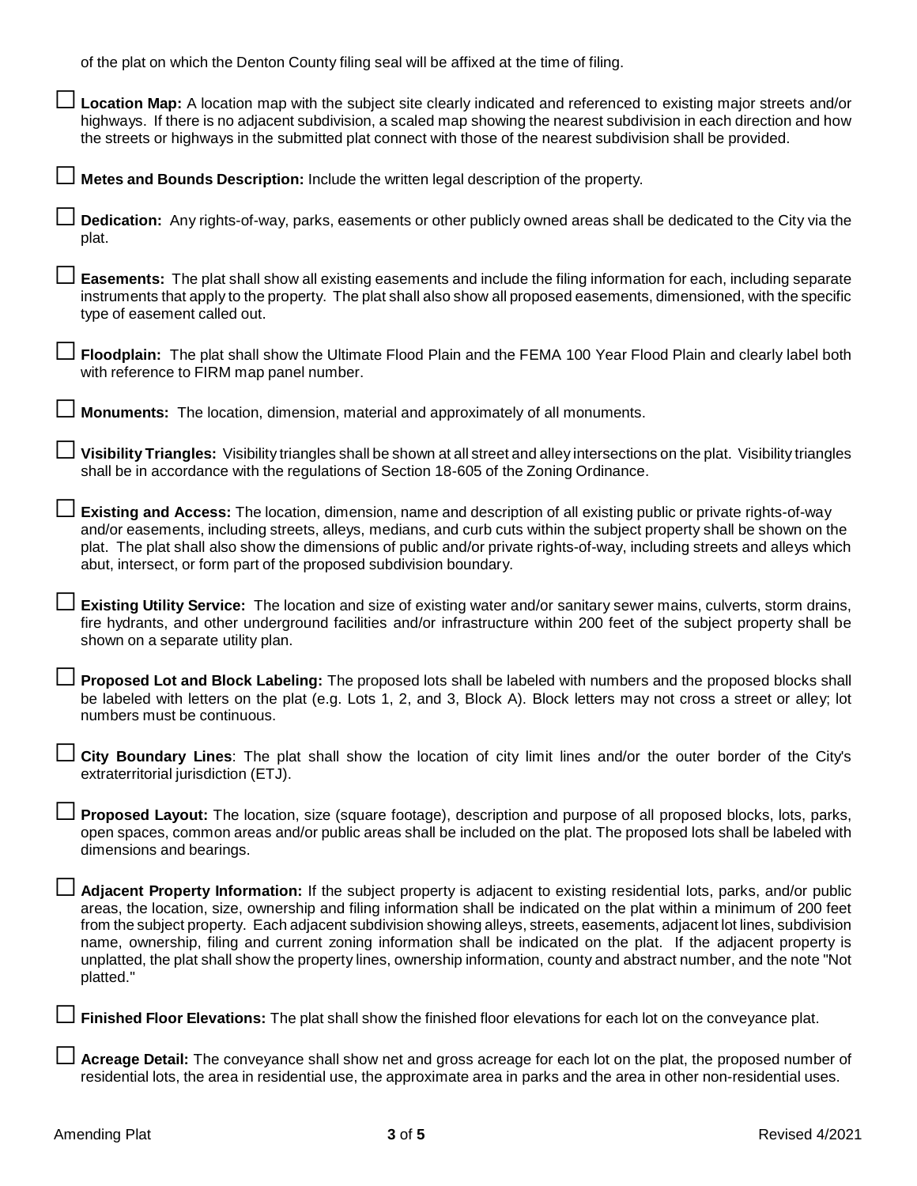of the plat on which the Denton County filing seal will be affixed at the time of filing.

☐ **Location Map:** A location map with the subject site clearly indicated and referenced to existing major streets and/or highways. If there is no adjacent subdivision, a scaled map showing the nearest subdivision in each direction and how the streets or highways in the submitted plat connect with those of the nearest subdivision shall be provided.

☐ **Metes and Bounds Description:** Include the written legal description of the property.

☐ **Dedication:** Any rights-of-way, parks, easements or other publicly owned areas shall be dedicated to the City via the plat.

☐ **Easements:** The plat shall show all existing easements and include the filing information for each, including separate instruments that apply to the property. The plat shall also show all proposed easements, dimensioned, with the specific type of easement called out.

☐ **Floodplain:** The plat shall show the Ultimate Flood Plain and the FEMA 100 Year Flood Plain and clearly label both with reference to FIRM map panel number.

☐ **Monuments:** The location, dimension, material and approximately of all monuments.

☐ **Visibility Triangles:** Visibility triangles shall be shown at all street and alley intersections on the plat. Visibility triangles shall be in accordance with the regulations of Section 18-605 of the Zoning Ordinance.

☐ **Existing and Access:** The location, dimension, name and description of all existing public or private rights-of-way and/or easements, including streets, alleys, medians, and curb cuts within the subject property shall be shown on the plat. The plat shall also show the dimensions of public and/or private rights-of-way, including streets and alleys which abut, intersect, or form part of the proposed subdivision boundary.

☐ **Existing Utility Service:** The location and size of existing water and/or sanitary sewer mains, culverts, storm drains, fire hydrants, and other underground facilities and/or infrastructure within 200 feet of the subject property shall be shown on a separate utility plan.

☐ **Proposed Lot and Block Labeling:** The proposed lots shall be labeled with numbers and the proposed blocks shall be labeled with letters on the plat (e.g. Lots 1, 2, and 3, Block A). Block letters may not cross a street or alley; lot numbers must be continuous.

☐ **City Boundary Lines**: The plat shall show the location of city limit lines and/or the outer border of the City's extraterritorial jurisdiction (ETJ).

☐ **Proposed Layout:** The location, size (square footage), description and purpose of all proposed blocks, lots, parks, open spaces, common areas and/or public areas shall be included on the plat. The proposed lots shall be labeled with dimensions and bearings.

☐ **Adjacent Property Information:** If the subject property is adjacent to existing residential lots, parks, and/or public areas, the location, size, ownership and filing information shall be indicated on the plat within a minimum of 200 feet from the subject property. Each adjacent subdivision showing alleys, streets, easements, adjacent lot lines, subdivision name, ownership, filing and current zoning information shall be indicated on the plat. If the adjacent property is unplatted, the plat shall show the property lines, ownership information, county and abstract number, and the note "Not platted."

☐ **Finished Floor Elevations:** The plat shall show the finished floor elevations for each lot on the conveyance plat.

☐ **Acreage Detail:** The conveyance shall show net and gross acreage for each lot on the plat, the proposed number of residential lots, the area in residential use, the approximate area in parks and the area in other non-residential uses.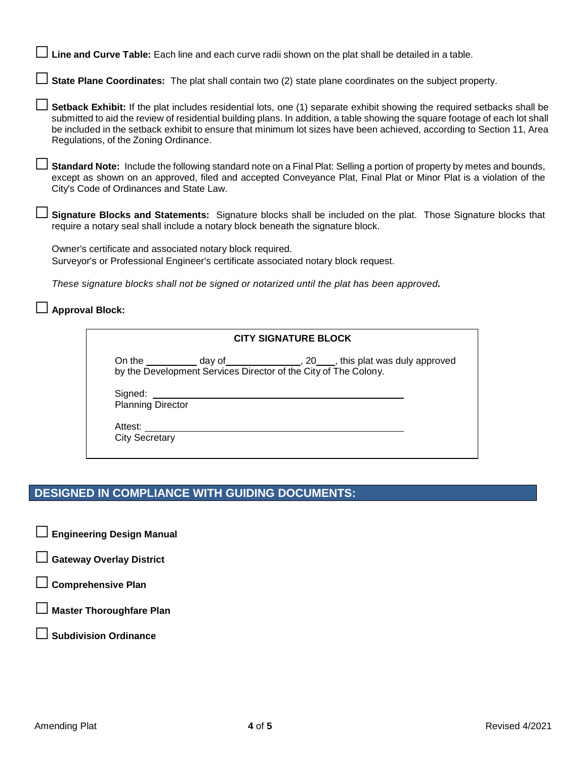☐ **Line and Curve Table:** Each line and each curve radii shown on the plat shall be detailed in a table.

☐ **State Plane Coordinates:** The plat shall contain two (2) state plane coordinates on the subject property.

☐ **Setback Exhibit:** If the plat includes residential lots, one (1) separate exhibit showing the required setbacks shall be submitted to aid the review of residential building plans. In addition, a table showing the square footage of each lot shall be included in the setback exhibit to ensure that minimum lot sizes have been achieved, according to Section 11, Area Regulations, of the Zoning Ordinance.

☐ **Standard Note:** Include the following standard note on a Final Plat: Selling a portion of property by metes and bounds, except as shown on an approved, filed and accepted Conveyance Plat, Final Plat or Minor Plat is a violation of the City's Code of Ordinances and State Law.

☐ **Signature Blocks and Statements:** Signature blocks shall be included on the plat. Those Signature blocks that require a notary seal shall include a notary block beneath the signature block.

Owner's certificate and associated notary block required.
Surveyor's or Professional Engineer's certificate associated notary block request.

*These signature blocks shall not be signed or notarized until the plat has been approved.*

☐ **Approval Block:**

**CITY SIGNATURE BLOCK**

On the __________ day of______________, 20___, this plat was duly approved by the Development Services Director of the City of The Colony.

Signed: ____________________________________________
Planning Director

Attest: ____________________________________________
City Secretary

## DESIGNED IN COMPLIANCE WITH GUIDING DOCUMENTS:

☐ **Engineering Design Manual**

☐ **Gateway Overlay District**

☐ **Comprehensive Plan**

☐ **Master Thoroughfare Plan**

☐ **Subdivision Ordinance**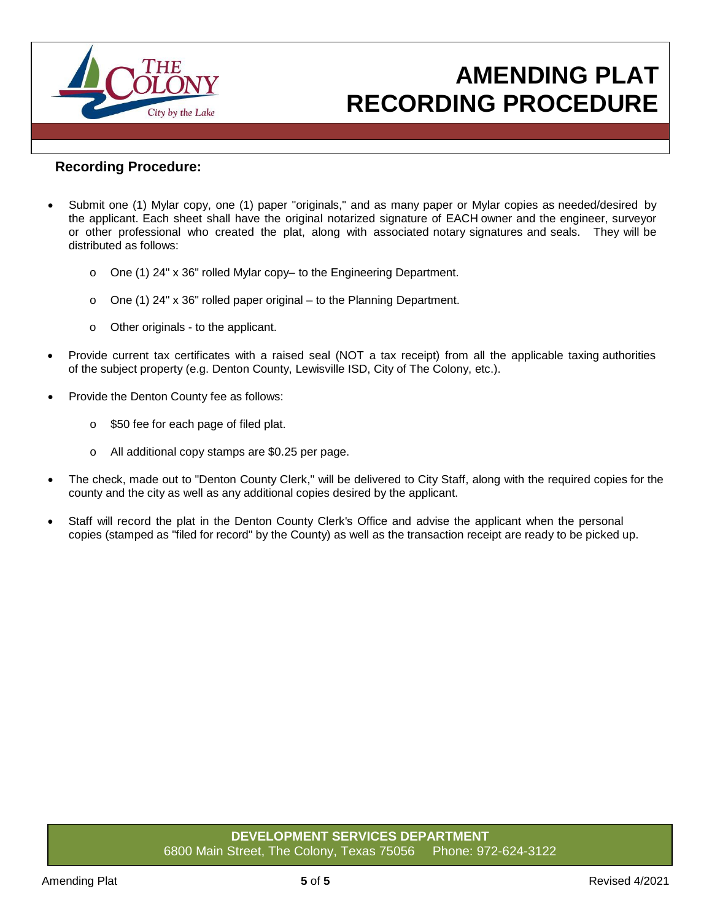# AMENDING PLAT RECORDING PROCEDURE

## Recording Procedure:

- Submit one (1) Mylar copy, one (1) paper "originals," and as many paper or Mylar copies as needed/desired by the applicant. Each sheet shall have the original notarized signature of EACH owner and the engineer, surveyor or other professional who created the plat, along with associated notary signatures and seals. They will be distributed as follows:
  - One (1) 24" x 36" rolled Mylar copy– to the Engineering Department.
  - One (1) 24" x 36" rolled paper original – to the Planning Department.
  - Other originals - to the applicant.
- Provide current tax certificates with a raised seal (NOT a tax receipt) from all the applicable taxing authorities of the subject property (e.g. Denton County, Lewisville ISD, City of The Colony, etc.).
- Provide the Denton County fee as follows:
  - $50 fee for each page of filed plat.
  - All additional copy stamps are $0.25 per page.
- The check, made out to "Denton County Clerk," will be delivered to City Staff, along with the required copies for the county and the city as well as any additional copies desired by the applicant.
- Staff will record the plat in the Denton County Clerk's Office and advise the applicant when the personal copies (stamped as "filed for record" by the County) as well as the transaction receipt are ready to be picked up.

**DEVELOPMENT SERVICES DEPARTMENT**
6800 Main Street, The Colony, Texas 75056 Phone: 972-624-3122